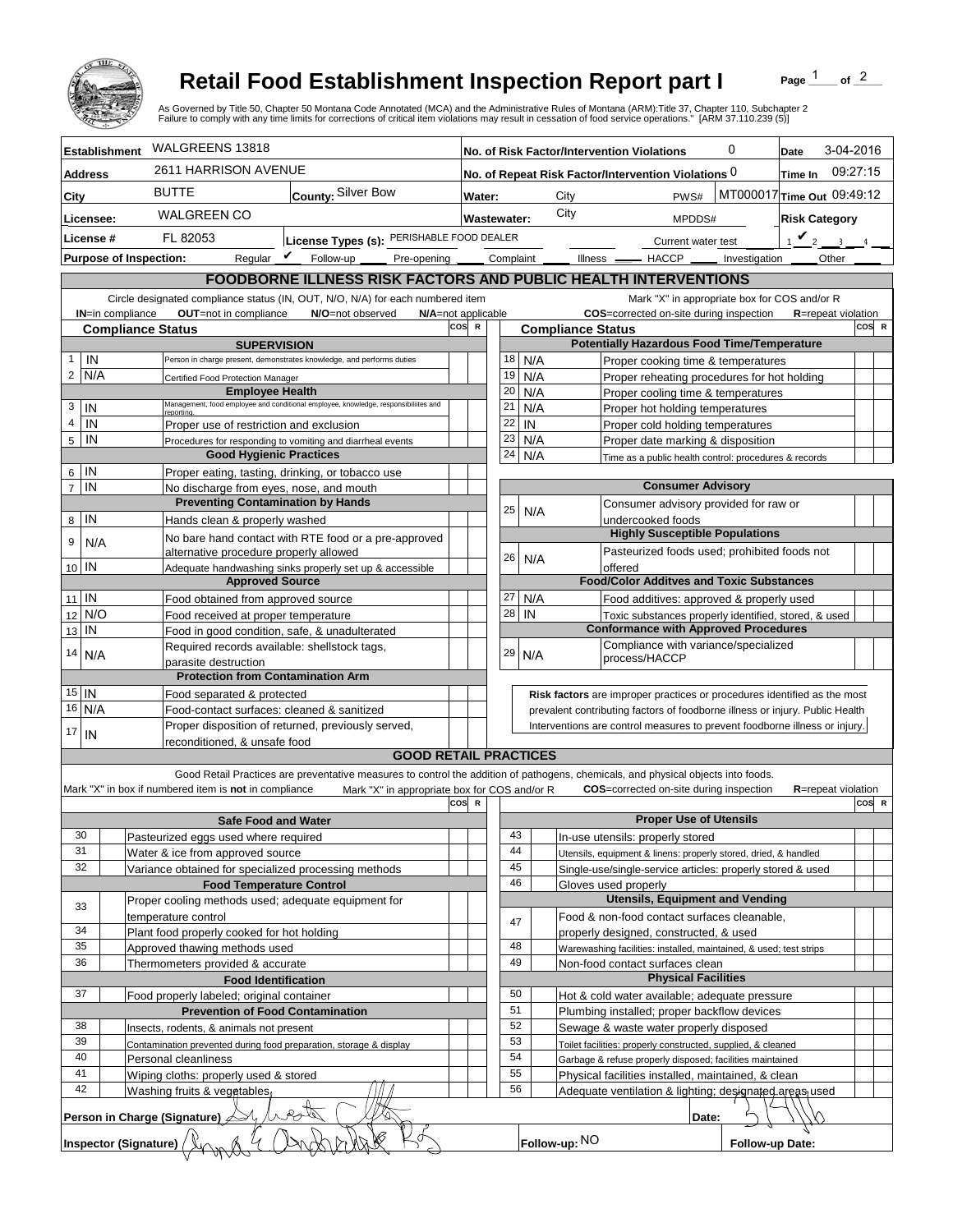# Retail Food Establishment Inspection Report part I

As Governed by Title 50, Chapter 50 Montana Code Annotated (MCA) and the Administrative Rules of Montana (ARM):Title 37, Chapter 110, Subchapter 2
Failure to comply with any time limits for corrections of critical item violations may result in cessation of food service operations." [ARM 37.110.239 (5)]

| | | | |
|---|---|---|---|
| **Establishment** WALGREENS 13818 | | **No. of Risk Factor/Intervention Violations** 0 | **Date** 3-04-2016 |
| **Address** 2611 HARRISON AVENUE | | **No. of Repeat Risk Factor/Intervention Violations** 0 | **Time In** 09:27:15 |
| **City** BUTTE | **County:** Silver Bow | **Water:** City PWS# MT000017 | **Time Out** 09:49:12 |
| **Licensee:** WALGREEN CO | | **Wastewater:** City MPDDS# | **Risk Category** |
| **License #** FL 82053 | **License Types (s):** PERISHABLE FOOD DEALER | Current water test | 1 ✔ 2 ___ 3 ___ 4 ___ |

**Purpose of Inspection:** Regular ✔ Follow-up ____ Pre-opening ____ Complaint ____ Illness ____ HACCP ____ Investigation ____ Other ____

## FOODBORNE ILLNESS RISK FACTORS AND PUBLIC HEALTH INTERVENTIONS

Circle designated compliance status (IN, OUT, N/O, N/A) for each numbered item — **IN**=in compliance **OUT**=not in compliance **N/O**=not observed **N/A**=not applicable

Mark "X" in appropriate box for COS and/or R — **COS**=corrected on-site during inspection **R**=repeat violation

| # | Compliance Status | Item | COS | R |
|---|---|---|---|---|
| | | **SUPERVISION** | | |
| 1 | IN | Person in charge present, demonstrates knowledge, and performs duties | | |
| 2 | N/A | Certified Food Protection Manager | | |
| | | **Employee Health** | | |
| 3 | IN | Management, food employee and conditional employee, knowledge, responsibilities and reporting. | | |
| 4 | IN | Proper use of restriction and exclusion | | |
| 5 | IN | Procedures for responding to vomiting and diarrheal events | | |
| | | **Good Hygienic Practices** | | |
| 6 | IN | Proper eating, tasting, drinking, or tobacco use | | |
| 7 | IN | No discharge from eyes, nose, and mouth | | |
| | | **Preventing Contamination by Hands** | | |
| 8 | IN | Hands clean & properly washed | | |
| 9 | N/A | No bare hand contact with RTE food or a pre-approved alternative procedure properly allowed | | |
| 10 | IN | Adequate handwashing sinks properly set up & accessible | | |
| | | **Approved Source** | | |
| 11 | IN | Food obtained from approved source | | |
| 12 | N/O | Food received at proper temperature | | |
| 13 | IN | Food in good condition, safe, & unadulterated | | |
| 14 | N/A | Required records available: shellstock tags, parasite destruction | | |
| | | **Protection from Contamination Arm** | | |
| 15 | IN | Food separated & protected | | |
| 16 | N/A | Food-contact surfaces: cleaned & sanitized | | |
| 17 | IN | Proper disposition of returned, previously served, reconditioned, & unsafe food | | |
| | | **Potentially Hazardous Food Time/Temperature** | | |
| 18 | N/A | Proper cooking time & temperatures | | |
| 19 | N/A | Proper reheating procedures for hot holding | | |
| 20 | N/A | Proper cooling time & temperatures | | |
| 21 | N/A | Proper hot holding temperatures | | |
| 22 | IN | Proper cold holding temperatures | | |
| 23 | N/A | Proper date marking & disposition | | |
| 24 | N/A | Time as a public health control: procedures & records | | |
| | | **Consumer Advisory** | | |
| 25 | N/A | Consumer advisory provided for raw or undercooked foods | | |
| | | **Highly Susceptible Populations** | | |
| 26 | N/A | Pasteurized foods used; prohibited foods not offered | | |
| | | **Food/Color Additves and Toxic Substances** | | |
| 27 | N/A | Food additives: approved & properly used | | |
| 28 | IN | Toxic substances properly identified, stored, & used | | |
| | | **Conformance with Approved Procedures** | | |
| 29 | N/A | Compliance with variance/specialized process/HACCP | | |

**Risk factors** are improper practices or procedures identified as the most prevalent contributing factors of foodborne illness or injury. Public Health Interventions are control measures to prevent foodborne illness or injury.

## GOOD RETAIL PRACTICES

Good Retail Practices are preventative measures to control the addition of pathogens, chemicals, and physical objects into foods.

Mark "X" in box if numbered item is **not** in compliance — Mark "X" in appropriate box for COS and/or R — **COS**=corrected on-site during inspection **R**=repeat violation

| # | X | Item | COS | R |
|---|---|---|---|---|
| | | **Safe Food and Water** | | |
| 30 | | Pasteurized eggs used where required | | |
| 31 | | Water & ice from approved source | | |
| 32 | | Variance obtained for specialized processing methods | | |
| | | **Food Temperature Control** | | |
| 33 | | Proper cooling methods used; adequate equipment for temperature control | | |
| 34 | | Plant food properly cooked for hot holding | | |
| 35 | | Approved thawing methods used | | |
| 36 | | Thermometers provided & accurate | | |
| | | **Food Identification** | | |
| 37 | | Food properly labeled; original container | | |
| | | **Prevention of Food Contamination** | | |
| 38 | | Insects, rodents, & animals not present | | |
| 39 | | Contamination prevented during food preparation, storage & display | | |
| 40 | | Personal cleanliness | | |
| 41 | | Wiping cloths: properly used & stored | | |
| 42 | | Washing fruits & vegetables | | |
| | | **Proper Use of Utensils** | | |
| 43 | | In-use utensils: properly stored | | |
| 44 | | Utensils, equipment & linens: properly stored, dried, & handled | | |
| 45 | | Single-use/single-service articles: properly stored & used | | |
| 46 | | Gloves used properly | | |
| | | **Utensils, Equipment and Vending** | | |
| 47 | | Food & non-food contact surfaces cleanable, properly designed, constructed, & used | | |
| 48 | | Warewashing facilities: installed, maintained, & used; test strips | | |
| 49 | | Non-food contact surfaces clean | | |
| | | **Physical Facilities** | | |
| 50 | | Hot & cold water available; adequate pressure | | |
| 51 | | Plumbing installed; proper backflow devices | | |
| 52 | | Sewage & waste water properly disposed | | |
| 53 | | Toilet facilities: properly constructed, supplied, & cleaned | | |
| 54 | | Garbage & refuse properly disposed; facilities maintained | | |
| 55 | | Physical facilities installed, maintained, & clean | | |
| 56 | | Adequate ventilation & lighting; designated areas used | | |

**Person in Charge (Signature)** [signature] **Date:** 3/4/16

**Inspector (Signature)** [signature] **Follow-up:** NO **Follow-up Date:**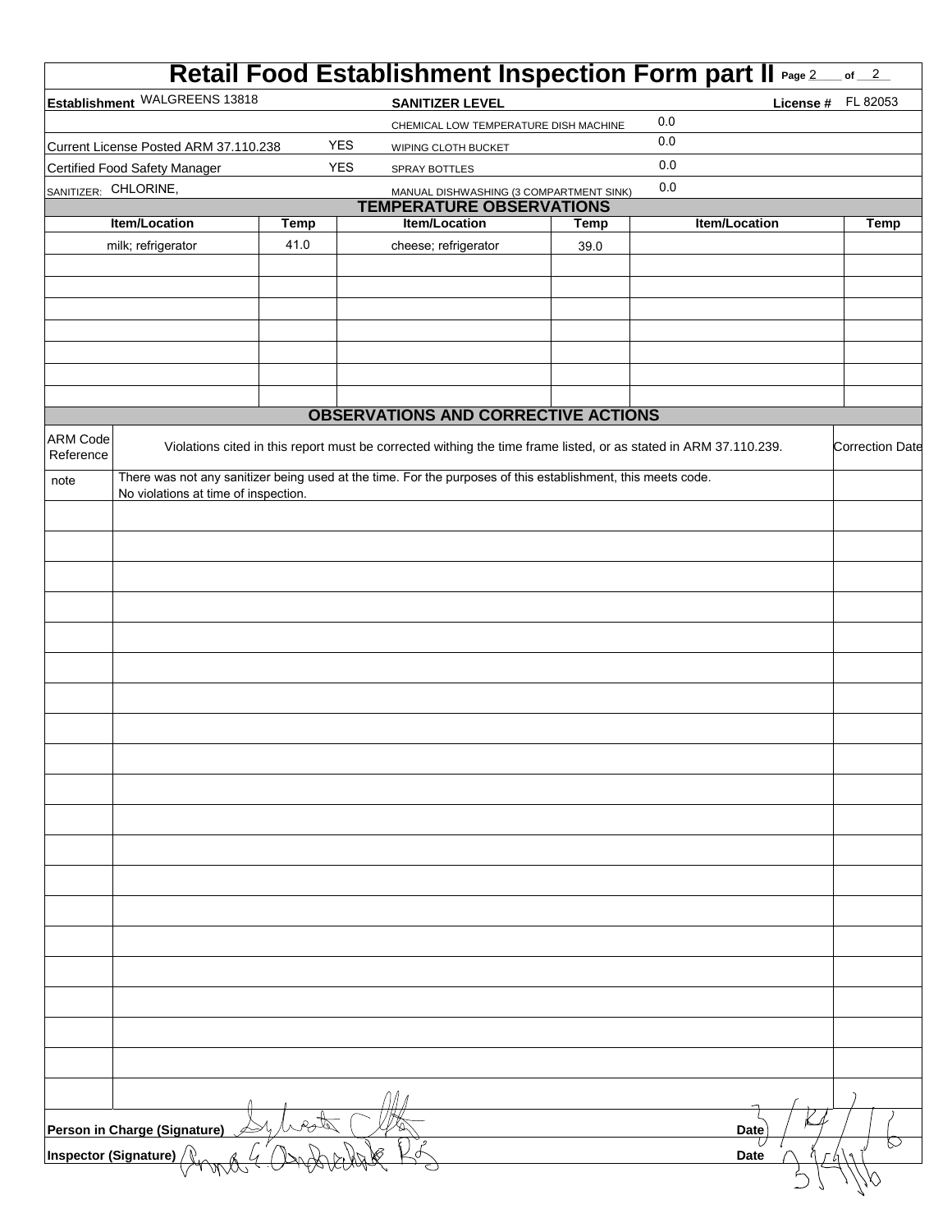# Retail Food Establishment Inspection Form part II

| | | | |
|---|---|---|---|
| Establishment WALGREENS 13818 | SANITIZER LEVEL | | License # FL 82053 |
| | CHEMICAL LOW TEMPERATURE DISH MACHINE | 0.0 | |
| Current License Posted ARM 37.110.238 YES | WIPING CLOTH BUCKET | 0.0 | |
| Certified Food Safety Manager YES | SPRAY BOTTLES | 0.0 | |
| SANITIZER: CHLORINE, | MANUAL DISHWASHING (3 COMPARTMENT SINK) | 0.0 | |

## TEMPERATURE OBSERVATIONS

| Item/Location | Temp | Item/Location | Temp | Item/Location | Temp |
|---|---|---|---|---|---|
| milk; refrigerator | 41.0 | cheese; refrigerator | 39.0 | | |

## OBSERVATIONS AND CORRECTIVE ACTIONS

| ARM Code Reference | Violations cited in this report must be corrected withing the time frame listed, or as stated in ARM 37.110.239. | Correction Date |
|---|---|---|
| note | There was not any sanitizer being used at the time. For the purposes of this establishment, this meets code. No violations at time of inspection. | |

Person in Charge (Signature) Date 3/14/16

Inspector (Signature) Date 3/14/16